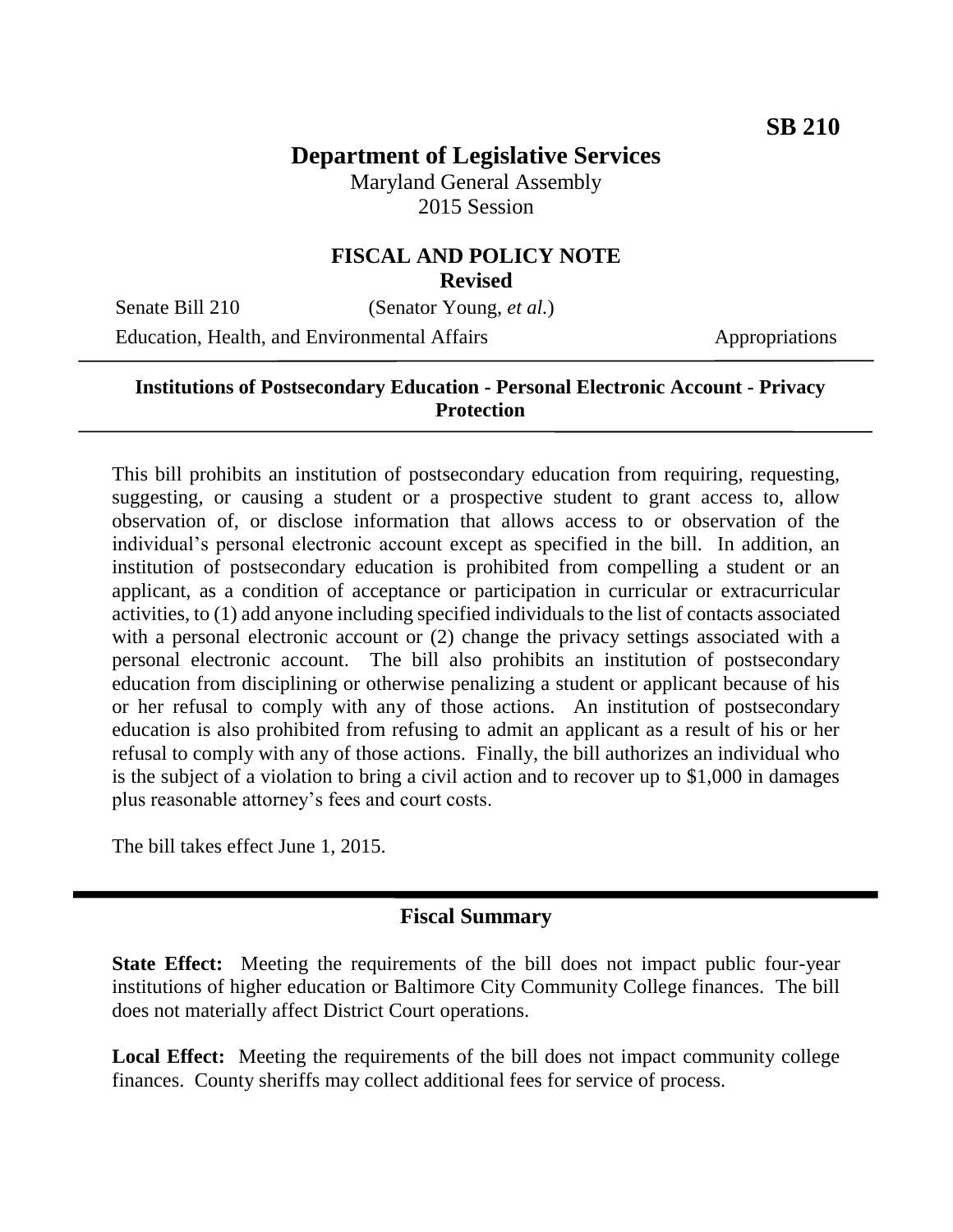**SB 210**

# Department of Legislative Services

Maryland General Assembly
2015 Session

## FISCAL AND POLICY NOTE
**Revised**

Senate Bill 210 (Senator Young, *et al.*)
Education, Health, and Environmental Affairs Appropriations

---

**Institutions of Postsecondary Education - Personal Electronic Account - Privacy Protection**

---

This bill prohibits an institution of postsecondary education from requiring, requesting, suggesting, or causing a student or a prospective student to grant access to, allow observation of, or disclose information that allows access to or observation of the individual's personal electronic account except as specified in the bill. In addition, an institution of postsecondary education is prohibited from compelling a student or an applicant, as a condition of acceptance or participation in curricular or extracurricular activities, to (1) add anyone including specified individuals to the list of contacts associated with a personal electronic account or (2) change the privacy settings associated with a personal electronic account. The bill also prohibits an institution of postsecondary education from disciplining or otherwise penalizing a student or applicant because of his or her refusal to comply with any of those actions. An institution of postsecondary education is also prohibited from refusing to admit an applicant as a result of his or her refusal to comply with any of those actions. Finally, the bill authorizes an individual who is the subject of a violation to bring a civil action and to recover up to $1,000 in damages plus reasonable attorney's fees and court costs.

The bill takes effect June 1, 2015.

---

## Fiscal Summary

**State Effect:** Meeting the requirements of the bill does not impact public four-year institutions of higher education or Baltimore City Community College finances. The bill does not materially affect District Court operations.

**Local Effect:** Meeting the requirements of the bill does not impact community college finances. County sheriffs may collect additional fees for service of process.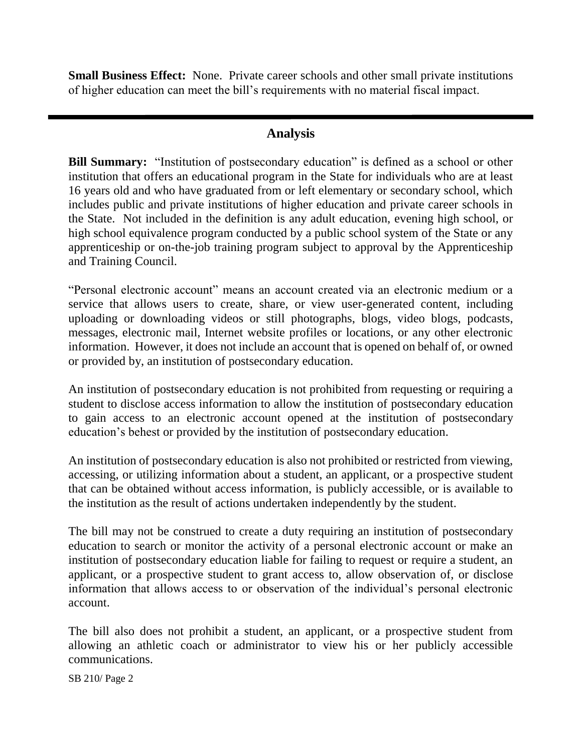**Small Business Effect:** None. Private career schools and other small private institutions of higher education can meet the bill's requirements with no material fiscal impact.

## Analysis

**Bill Summary:** "Institution of postsecondary education" is defined as a school or other institution that offers an educational program in the State for individuals who are at least 16 years old and who have graduated from or left elementary or secondary school, which includes public and private institutions of higher education and private career schools in the State. Not included in the definition is any adult education, evening high school, or high school equivalence program conducted by a public school system of the State or any apprenticeship or on-the-job training program subject to approval by the Apprenticeship and Training Council.

"Personal electronic account" means an account created via an electronic medium or a service that allows users to create, share, or view user-generated content, including uploading or downloading videos or still photographs, blogs, video blogs, podcasts, messages, electronic mail, Internet website profiles or locations, or any other electronic information. However, it does not include an account that is opened on behalf of, or owned or provided by, an institution of postsecondary education.

An institution of postsecondary education is not prohibited from requesting or requiring a student to disclose access information to allow the institution of postsecondary education to gain access to an electronic account opened at the institution of postsecondary education's behest or provided by the institution of postsecondary education.

An institution of postsecondary education is also not prohibited or restricted from viewing, accessing, or utilizing information about a student, an applicant, or a prospective student that can be obtained without access information, is publicly accessible, or is available to the institution as the result of actions undertaken independently by the student.

The bill may not be construed to create a duty requiring an institution of postsecondary education to search or monitor the activity of a personal electronic account or make an institution of postsecondary education liable for failing to request or require a student, an applicant, or a prospective student to grant access to, allow observation of, or disclose information that allows access to or observation of the individual's personal electronic account.

The bill also does not prohibit a student, an applicant, or a prospective student from allowing an athletic coach or administrator to view his or her publicly accessible communications.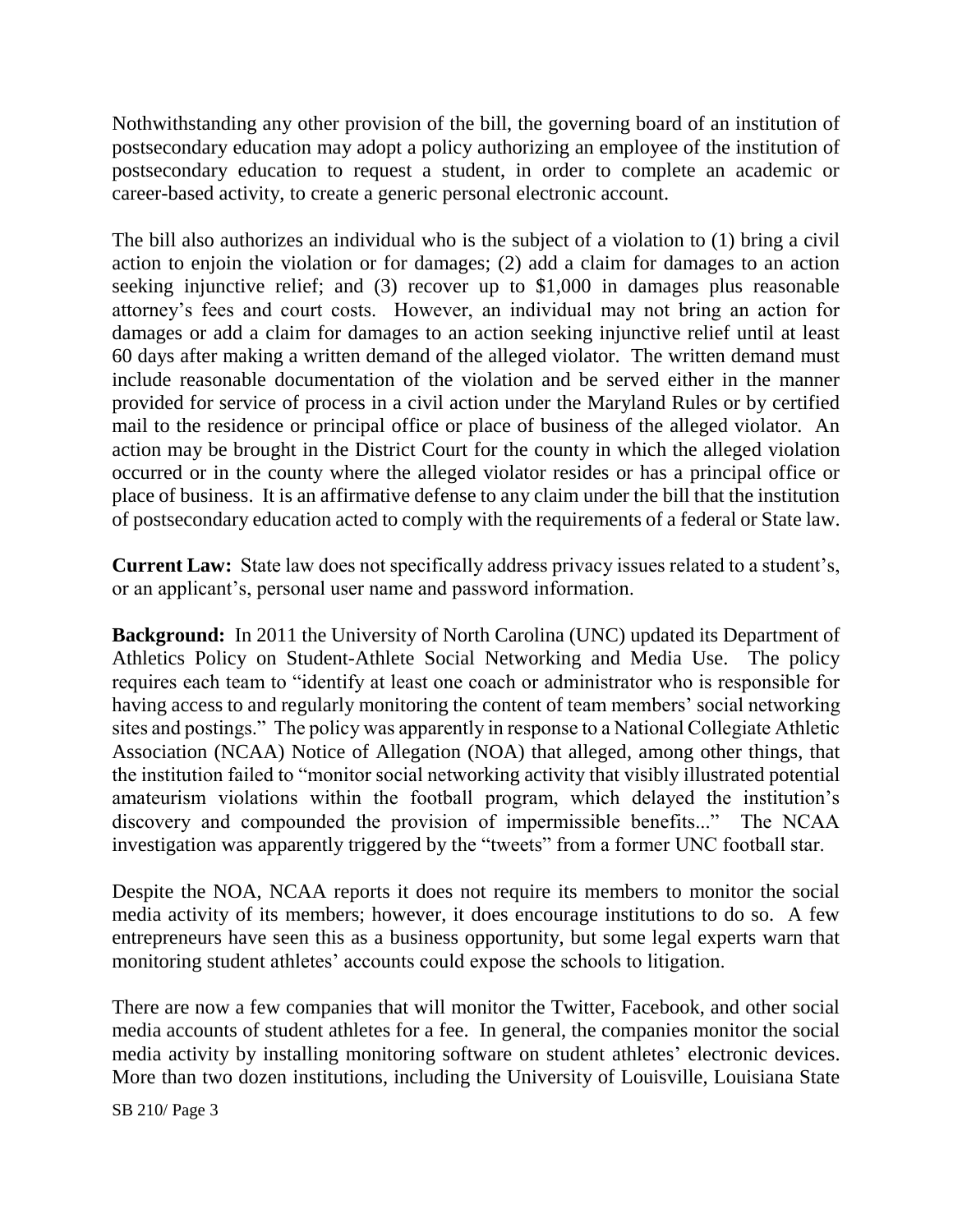Nothwithstanding any other provision of the bill, the governing board of an institution of postsecondary education may adopt a policy authorizing an employee of the institution of postsecondary education to request a student, in order to complete an academic or career-based activity, to create a generic personal electronic account.

The bill also authorizes an individual who is the subject of a violation to (1) bring a civil action to enjoin the violation or for damages; (2) add a claim for damages to an action seeking injunctive relief; and (3) recover up to $1,000 in damages plus reasonable attorney's fees and court costs. However, an individual may not bring an action for damages or add a claim for damages to an action seeking injunctive relief until at least 60 days after making a written demand of the alleged violator. The written demand must include reasonable documentation of the violation and be served either in the manner provided for service of process in a civil action under the Maryland Rules or by certified mail to the residence or principal office or place of business of the alleged violator. An action may be brought in the District Court for the county in which the alleged violation occurred or in the county where the alleged violator resides or has a principal office or place of business. It is an affirmative defense to any claim under the bill that the institution of postsecondary education acted to comply with the requirements of a federal or State law.

**Current Law:** State law does not specifically address privacy issues related to a student's, or an applicant's, personal user name and password information.

**Background:** In 2011 the University of North Carolina (UNC) updated its Department of Athletics Policy on Student-Athlete Social Networking and Media Use. The policy requires each team to "identify at least one coach or administrator who is responsible for having access to and regularly monitoring the content of team members' social networking sites and postings." The policy was apparently in response to a National Collegiate Athletic Association (NCAA) Notice of Allegation (NOA) that alleged, among other things, that the institution failed to "monitor social networking activity that visibly illustrated potential amateurism violations within the football program, which delayed the institution's discovery and compounded the provision of impermissible benefits..." The NCAA investigation was apparently triggered by the "tweets" from a former UNC football star.

Despite the NOA, NCAA reports it does not require its members to monitor the social media activity of its members; however, it does encourage institutions to do so. A few entrepreneurs have seen this as a business opportunity, but some legal experts warn that monitoring student athletes' accounts could expose the schools to litigation.

There are now a few companies that will monitor the Twitter, Facebook, and other social media accounts of student athletes for a fee. In general, the companies monitor the social media activity by installing monitoring software on student athletes' electronic devices. More than two dozen institutions, including the University of Louisville, Louisiana State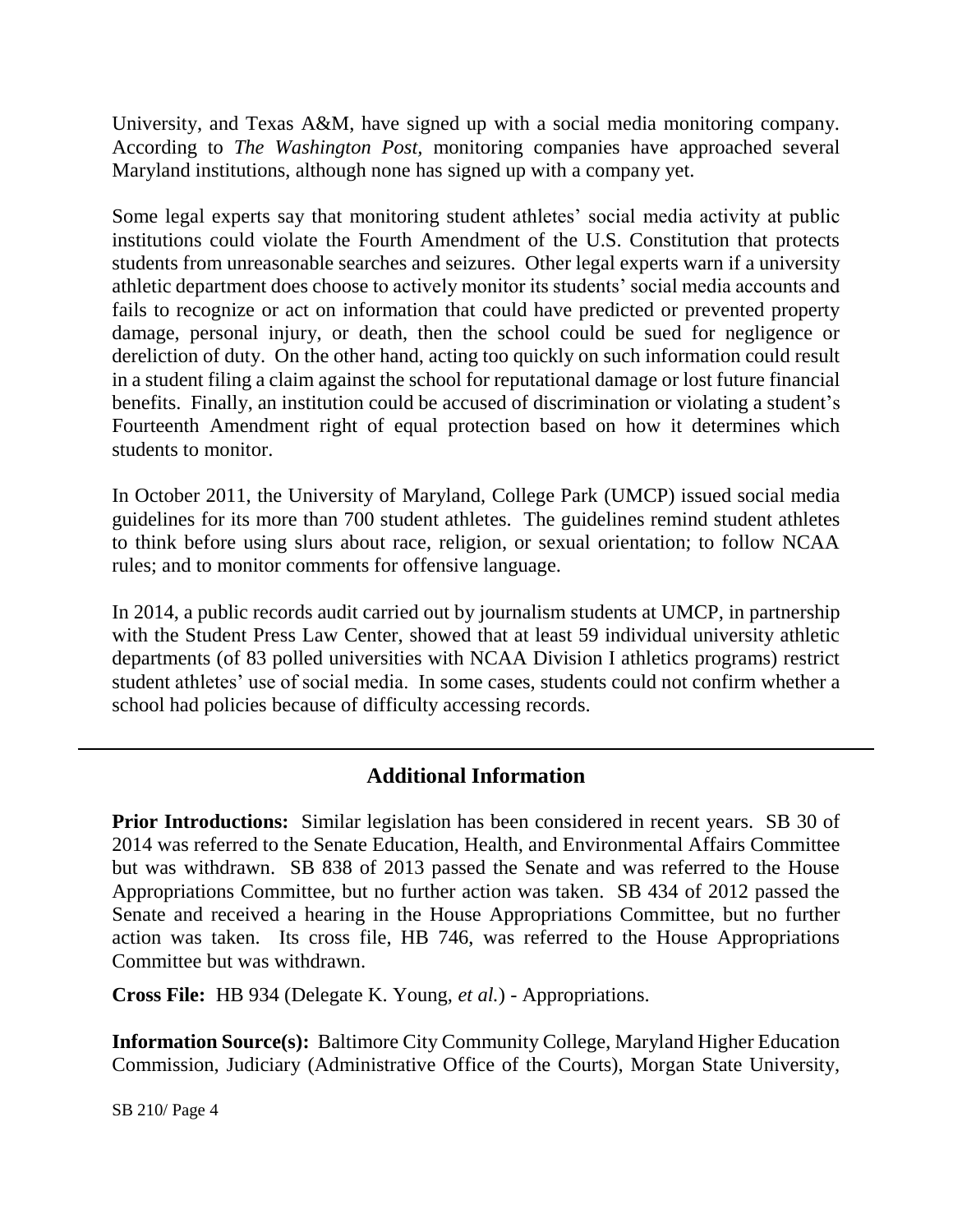University, and Texas A&M, have signed up with a social media monitoring company. According to *The Washington Post,* monitoring companies have approached several Maryland institutions, although none has signed up with a company yet.

Some legal experts say that monitoring student athletes' social media activity at public institutions could violate the Fourth Amendment of the U.S. Constitution that protects students from unreasonable searches and seizures. Other legal experts warn if a university athletic department does choose to actively monitor its students' social media accounts and fails to recognize or act on information that could have predicted or prevented property damage, personal injury, or death, then the school could be sued for negligence or dereliction of duty. On the other hand, acting too quickly on such information could result in a student filing a claim against the school for reputational damage or lost future financial benefits. Finally, an institution could be accused of discrimination or violating a student's Fourteenth Amendment right of equal protection based on how it determines which students to monitor.

In October 2011, the University of Maryland, College Park (UMCP) issued social media guidelines for its more than 700 student athletes. The guidelines remind student athletes to think before using slurs about race, religion, or sexual orientation; to follow NCAA rules; and to monitor comments for offensive language.

In 2014, a public records audit carried out by journalism students at UMCP, in partnership with the Student Press Law Center, showed that at least 59 individual university athletic departments (of 83 polled universities with NCAA Division I athletics programs) restrict student athletes' use of social media. In some cases, students could not confirm whether a school had policies because of difficulty accessing records.

---

## Additional Information

**Prior Introductions:** Similar legislation has been considered in recent years. SB 30 of 2014 was referred to the Senate Education, Health, and Environmental Affairs Committee but was withdrawn. SB 838 of 2013 passed the Senate and was referred to the House Appropriations Committee, but no further action was taken. SB 434 of 2012 passed the Senate and received a hearing in the House Appropriations Committee, but no further action was taken. Its cross file, HB 746, was referred to the House Appropriations Committee but was withdrawn.

**Cross File:** HB 934 (Delegate K. Young, *et al.*) - Appropriations.

**Information Source(s):** Baltimore City Community College, Maryland Higher Education Commission, Judiciary (Administrative Office of the Courts), Morgan State University,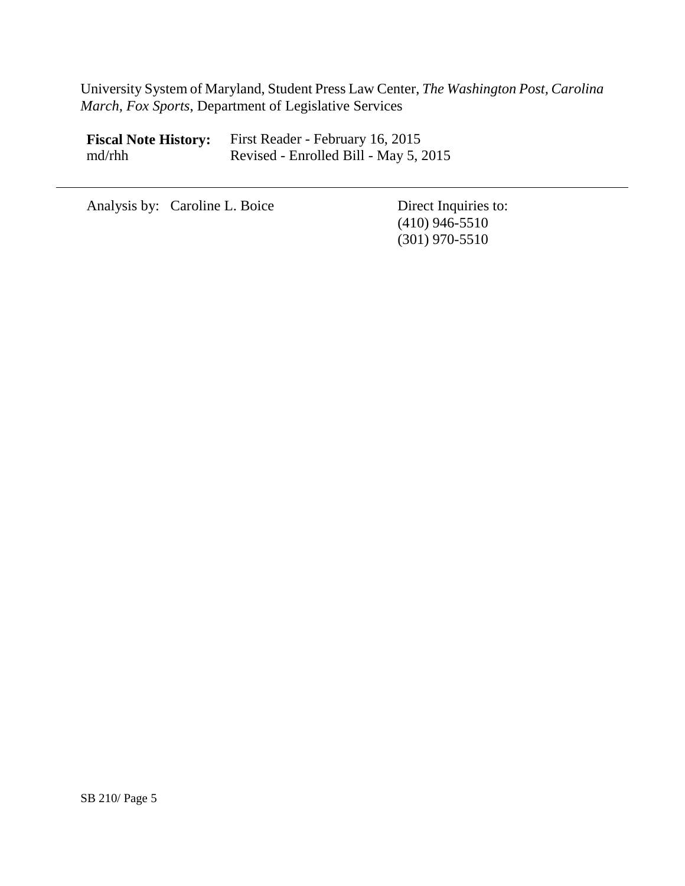University System of Maryland, Student Press Law Center, *The Washington Post*, *Carolina March*, *Fox Sports*, Department of Legislative Services

| | |
|---|---|
| **Fiscal Note History:** | First Reader - February 16, 2015 |
| md/rhh | Revised - Enrolled Bill - May 5, 2015 |

---

Analysis by: Caroline L. Boice

Direct Inquiries to:
(410) 946-5510
(301) 970-5510